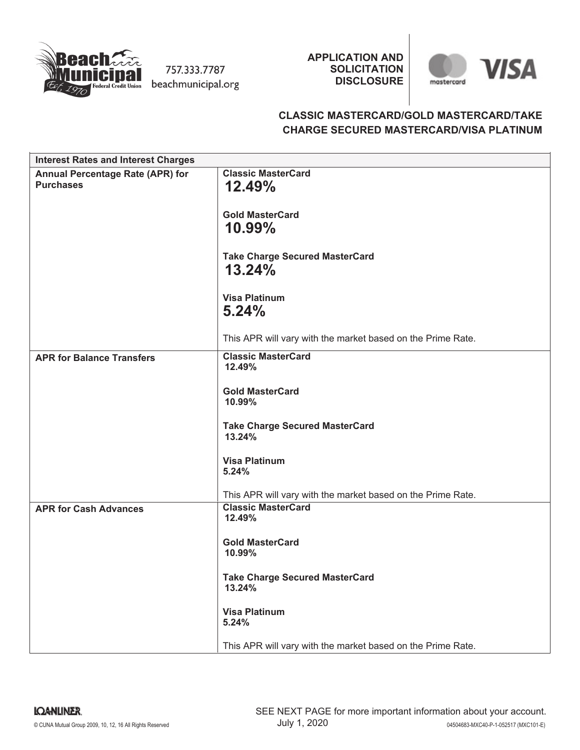Beach Municipal Federal Credit Union Est. 1970

757.333.7787
beachmunicipal.org

**APPLICATION AND SOLICITATION DISCLOSURE**

**CLASSIC MASTERCARD/GOLD MASTERCARD/TAKE CHARGE SECURED MASTERCARD/VISA PLATINUM**

| Interest Rates and Interest Charges | |
|---|---|
| **Annual Percentage Rate (APR) for Purchases** | **Classic MasterCard** **12.49%** <br><br> **Gold MasterCard** **10.99%** <br><br> **Take Charge Secured MasterCard** **13.24%** <br><br> **Visa Platinum** **5.24%** <br><br> This APR will vary with the market based on the Prime Rate. |
| **APR for Balance Transfers** | **Classic MasterCard** **12.49%** <br><br> **Gold MasterCard** **10.99%** <br><br> **Take Charge Secured MasterCard** **13.24%** <br><br> **Visa Platinum** **5.24%** <br><br> This APR will vary with the market based on the Prime Rate. |
| **APR for Cash Advances** | **Classic MasterCard** **12.49%** <br><br> **Gold MasterCard** **10.99%** <br><br> **Take Charge Secured MasterCard** **13.24%** <br><br> **Visa Platinum** **5.24%** <br><br> This APR will vary with the market based on the Prime Rate. |

SEE NEXT PAGE for more important information about your account.

July 1, 2020

© CUNA Mutual Group 2009, 10, 12, 16 All Rights Reserved

04504683-MXC40-P-1-052517 (MXC101-E)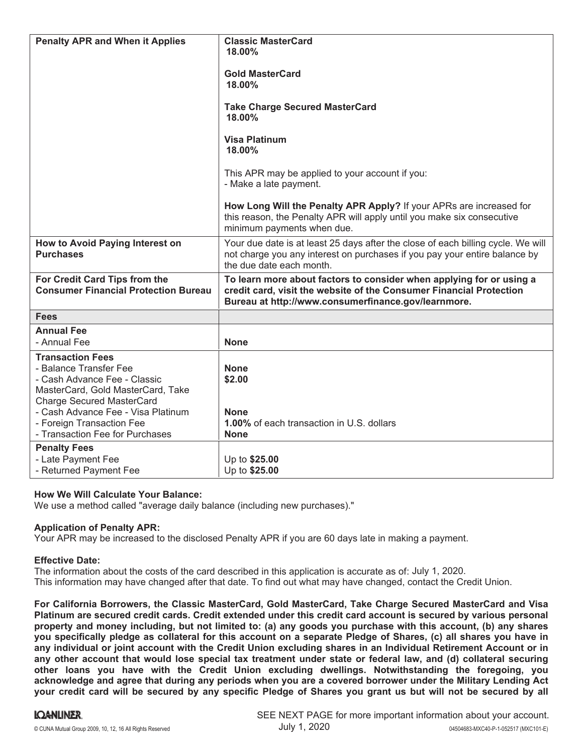| | |
|---|---|
| **Penalty APR and When it Applies** | **Classic MasterCard** **18.00%**<br><br>**Gold MasterCard** **18.00%**<br><br>**Take Charge Secured MasterCard** **18.00%**<br><br>**Visa Platinum** **18.00%**<br><br>This APR may be applied to your account if you:<br>- Make a late payment.<br><br>**How Long Will the Penalty APR Apply?** If your APRs are increased for this reason, the Penalty APR will apply until you make six consecutive minimum payments when due. |
| **How to Avoid Paying Interest on Purchases** | Your due date is at least 25 days after the close of each billing cycle. We will not charge you any interest on purchases if you pay your entire balance by the due date each month. |
| **For Credit Card Tips from the Consumer Financial Protection Bureau** | **To learn more about factors to consider when applying for or using a credit card, visit the website of the Consumer Financial Protection Bureau at http://www.consumerfinance.gov/learnmore.** |
| **Fees** | |
| **Annual Fee**<br>- Annual Fee | **None** |
| **Transaction Fees**<br>- Balance Transfer Fee<br>- Cash Advance Fee - Classic MasterCard, Gold MasterCard, Take Charge Secured MasterCard<br>- Cash Advance Fee - Visa Platinum<br>- Foreign Transaction Fee<br>- Transaction Fee for Purchases | **None**<br>**$2.00**<br><br>**None**<br>**1.00%** of each transaction in U.S. dollars<br>**None** |
| **Penalty Fees**<br>- Late Payment Fee<br>- Returned Payment Fee | Up to **$25.00**<br>Up to **$25.00** |

**How We Will Calculate Your Balance:**
We use a method called "average daily balance (including new purchases)."

**Application of Penalty APR:**
Your APR may be increased to the disclosed Penalty APR if you are 60 days late in making a payment.

**Effective Date:**
The information about the costs of the card described in this application is accurate as of: July 1, 2020.
This information may have changed after that date. To find out what may have changed, contact the Credit Union.

**For California Borrowers, the Classic MasterCard, Gold MasterCard, Take Charge Secured MasterCard and Visa Platinum are secured credit cards. Credit extended under this credit card account is secured by various personal property and money including, but not limited to: (a) any goods you purchase with this account, (b) any shares you specifically pledge as collateral for this account on a separate Pledge of Shares, (c) all shares you have in any individual or joint account with the Credit Union excluding shares in an Individual Retirement Account or in any other account that would lose special tax treatment under state or federal law, and (d) collateral securing other loans you have with the Credit Union excluding dwellings. Notwithstanding the foregoing, you acknowledge and agree that during any periods when you are a covered borrower under the Military Lending Act your credit card will be secured by any specific Pledge of Shares you grant us but will not be secured by all**

SEE NEXT PAGE for more important information about your account.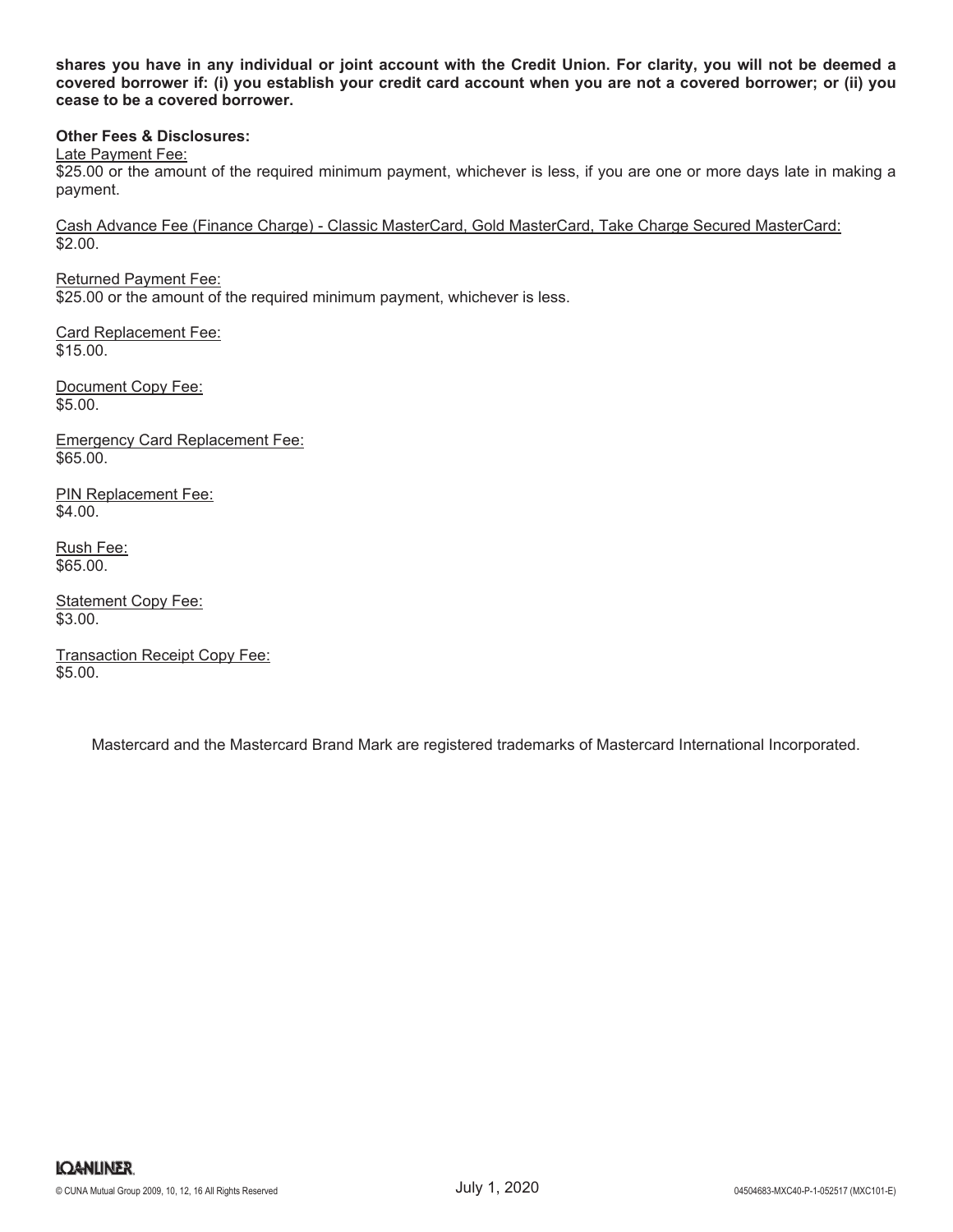**shares you have in any individual or joint account with the Credit Union. For clarity, you will not be deemed a covered borrower if: (i) you establish your credit card account when you are not a covered borrower; or (ii) you cease to be a covered borrower.**

**Other Fees & Disclosures:**

Late Payment Fee:
$25.00 or the amount of the required minimum payment, whichever is less, if you are one or more days late in making a payment.

Cash Advance Fee (Finance Charge) - Classic MasterCard, Gold MasterCard, Take Charge Secured MasterCard:
$2.00.

Returned Payment Fee:
$25.00 or the amount of the required minimum payment, whichever is less.

Card Replacement Fee:
$15.00.

Document Copy Fee:
$5.00.

Emergency Card Replacement Fee:
$65.00.

PIN Replacement Fee:
$4.00.

Rush Fee:
$65.00.

Statement Copy Fee:
$3.00.

Transaction Receipt Copy Fee:
$5.00.

Mastercard and the Mastercard Brand Mark are registered trademarks of Mastercard International Incorporated.

LOANLINER

© CUNA Mutual Group 2009, 10, 12, 16 All Rights Reserved

July 1, 2020

04504683-MXC40-P-1-052517 (MXC101-E)